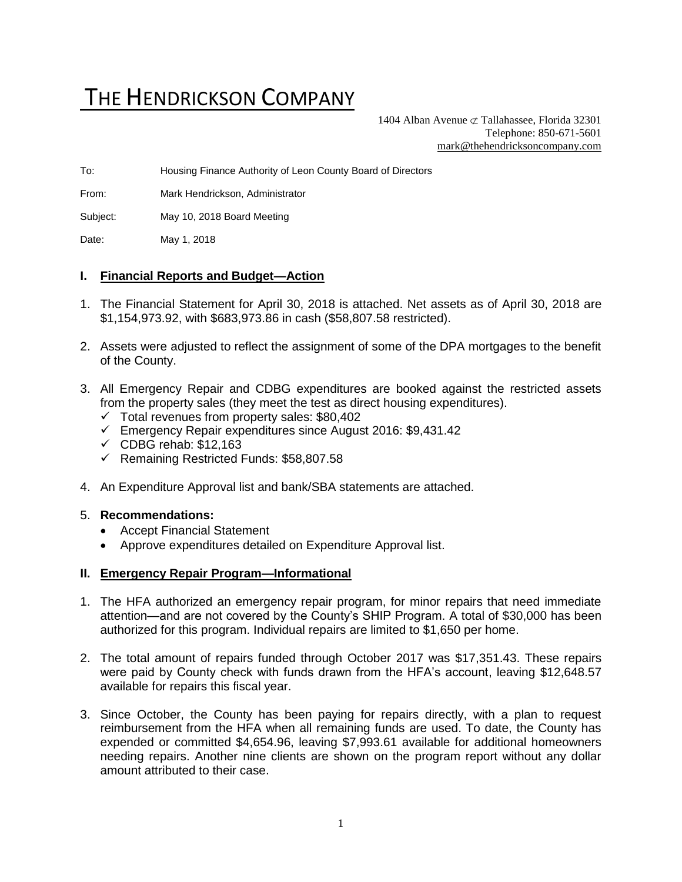# THE HENDRICKSON COMPANY

1404 Alban Avenue ⊄ Tallahassee, Florida 32301
Telephone: 850-671-5601
mark@thehendricksoncompany.com

To: Housing Finance Authority of Leon County Board of Directors

From: Mark Hendrickson, Administrator

Subject: May 10, 2018 Board Meeting

Date: May 1, 2018

## I. Financial Reports and Budget—Action

1. The Financial Statement for April 30, 2018 is attached. Net assets as of April 30, 2018 are $1,154,973.92, with $683,973.86 in cash ($58,807.58 restricted).

2. Assets were adjusted to reflect the assignment of some of the DPA mortgages to the benefit of the County.

3. All Emergency Repair and CDBG expenditures are booked against the restricted assets from the property sales (they meet the test as direct housing expenditures).
   - ✓ Total revenues from property sales: $80,402
   - ✓ Emergency Repair expenditures since August 2016: $9,431.42
   - ✓ CDBG rehab: $12,163
   - ✓ Remaining Restricted Funds: $58,807.58

4. An Expenditure Approval list and bank/SBA statements are attached.

5. **Recommendations:**
   - Accept Financial Statement
   - Approve expenditures detailed on Expenditure Approval list.

## II. Emergency Repair Program—Informational

1. The HFA authorized an emergency repair program, for minor repairs that need immediate attention—and are not covered by the County's SHIP Program. A total of $30,000 has been authorized for this program. Individual repairs are limited to $1,650 per home.

2. The total amount of repairs funded through October 2017 was $17,351.43. These repairs were paid by County check with funds drawn from the HFA's account, leaving $12,648.57 available for repairs this fiscal year.

3. Since October, the County has been paying for repairs directly, with a plan to request reimbursement from the HFA when all remaining funds are used. To date, the County has expended or committed $4,654.96, leaving $7,993.61 available for additional homeowners needing repairs. Another nine clients are shown on the program report without any dollar amount attributed to their case.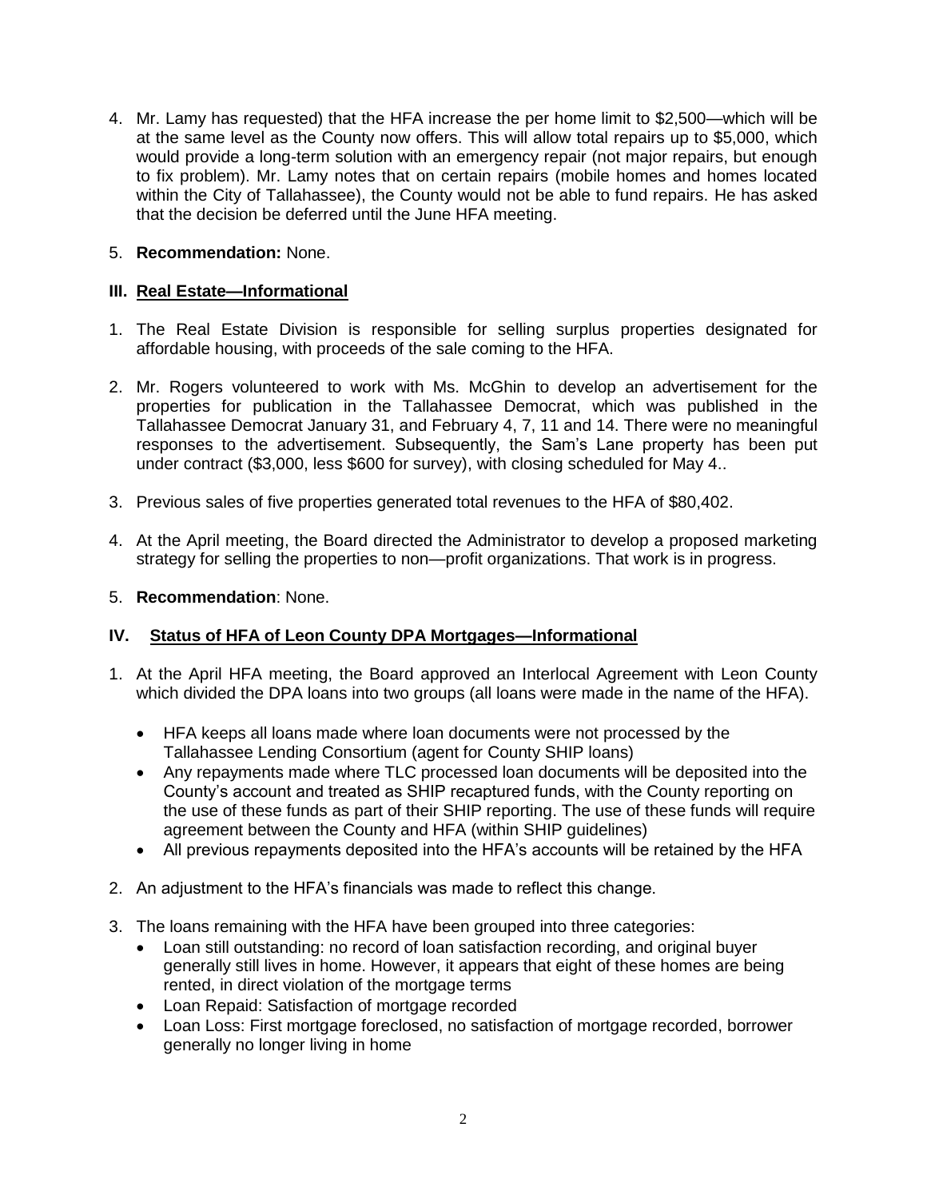4. Mr. Lamy has requested) that the HFA increase the per home limit to $2,500—which will be at the same level as the County now offers. This will allow total repairs up to $5,000, which would provide a long-term solution with an emergency repair (not major repairs, but enough to fix problem). Mr. Lamy notes that on certain repairs (mobile homes and homes located within the City of Tallahassee), the County would not be able to fund repairs. He has asked that the decision be deferred until the June HFA meeting.

5. **Recommendation:** None.

## III. Real Estate—Informational

1. The Real Estate Division is responsible for selling surplus properties designated for affordable housing, with proceeds of the sale coming to the HFA.

2. Mr. Rogers volunteered to work with Ms. McGhin to develop an advertisement for the properties for publication in the Tallahassee Democrat, which was published in the Tallahassee Democrat January 31, and February 4, 7, 11 and 14. There were no meaningful responses to the advertisement. Subsequently, the Sam's Lane property has been put under contract ($3,000, less $600 for survey), with closing scheduled for May 4..

3. Previous sales of five properties generated total revenues to the HFA of $80,402.

4. At the April meeting, the Board directed the Administrator to develop a proposed marketing strategy for selling the properties to non—profit organizations. That work is in progress.

5. **Recommendation**: None.

## IV. Status of HFA of Leon County DPA Mortgages—Informational

1. At the April HFA meeting, the Board approved an Interlocal Agreement with Leon County which divided the DPA loans into two groups (all loans were made in the name of the HFA).
   - HFA keeps all loans made where loan documents were not processed by the Tallahassee Lending Consortium (agent for County SHIP loans)
   - Any repayments made where TLC processed loan documents will be deposited into the County's account and treated as SHIP recaptured funds, with the County reporting on the use of these funds as part of their SHIP reporting. The use of these funds will require agreement between the County and HFA (within SHIP guidelines)
   - All previous repayments deposited into the HFA's accounts will be retained by the HFA

2. An adjustment to the HFA's financials was made to reflect this change.

3. The loans remaining with the HFA have been grouped into three categories:
   - Loan still outstanding: no record of loan satisfaction recording, and original buyer generally still lives in home. However, it appears that eight of these homes are being rented, in direct violation of the mortgage terms
   - Loan Repaid: Satisfaction of mortgage recorded
   - Loan Loss: First mortgage foreclosed, no satisfaction of mortgage recorded, borrower generally no longer living in home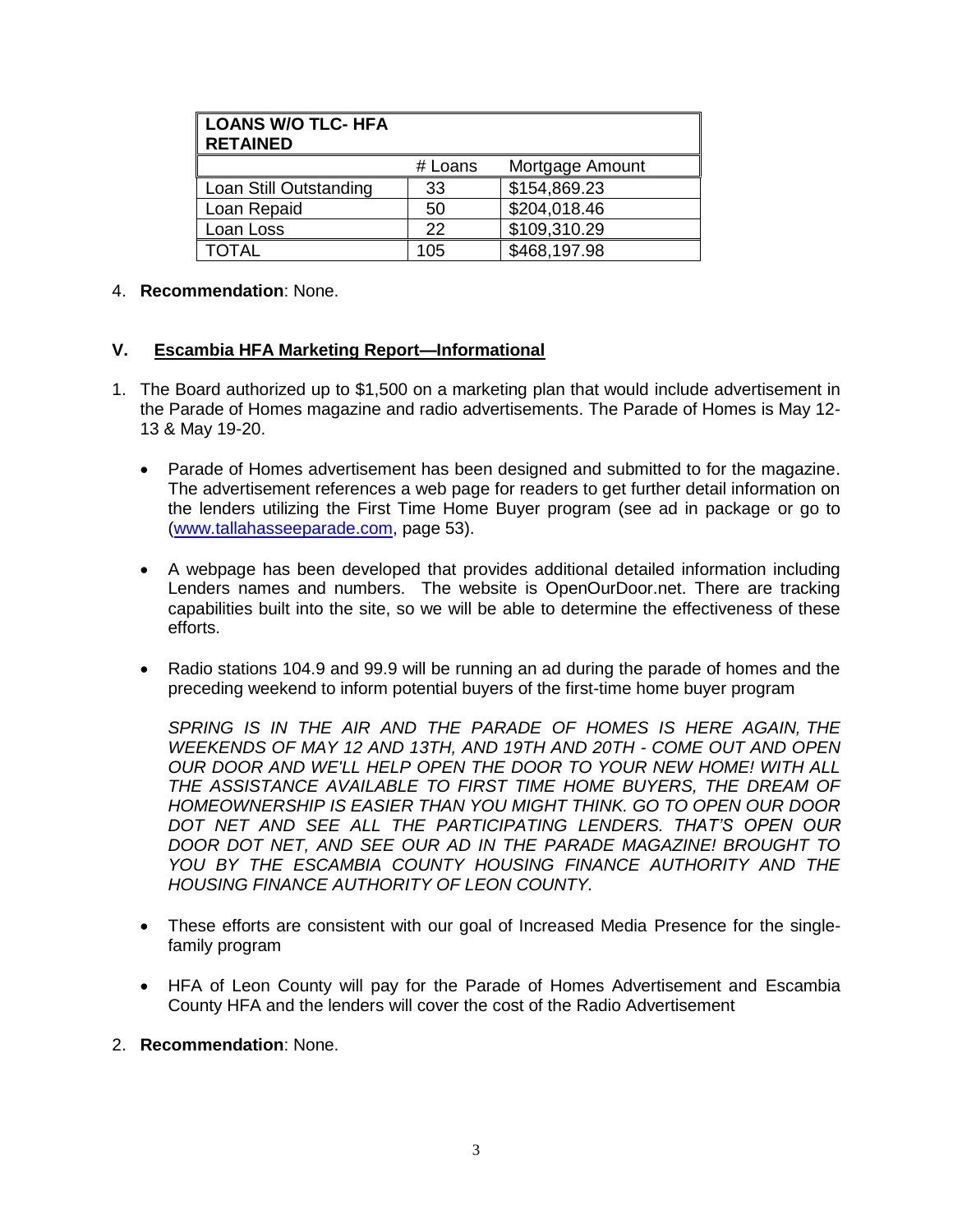| LOANS W/O TLC- HFA RETAINED | | |
|---|---|---|
| | # Loans | Mortgage Amount |
| Loan Still Outstanding | 33 | $154,869.23 |
| Loan Repaid | 50 | $204,018.46 |
| Loan Loss | 22 | $109,310.29 |
| TOTAL | 105 | $468,197.98 |

4. **Recommendation**: None.

## V. Escambia HFA Marketing Report—Informational

1. The Board authorized up to $1,500 on a marketing plan that would include advertisement in the Parade of Homes magazine and radio advertisements. The Parade of Homes is May 12-13 & May 19-20.

   - Parade of Homes advertisement has been designed and submitted to for the magazine. The advertisement references a web page for readers to get further detail information on the lenders utilizing the First Time Home Buyer program (see ad in package or go to (www.tallahasseeparade.com, page 53).

   - A webpage has been developed that provides additional detailed information including Lenders names and numbers. The website is OpenOurDoor.net. There are tracking capabilities built into the site, so we will be able to determine the effectiveness of these efforts.

   - Radio stations 104.9 and 99.9 will be running an ad during the parade of homes and the preceding weekend to inform potential buyers of the first-time home buyer program

     *SPRING IS IN THE AIR AND THE PARADE OF HOMES IS HERE AGAIN, THE WEEKENDS OF MAY 12 AND 13TH, AND 19TH AND 20TH - COME OUT AND OPEN OUR DOOR AND WE'LL HELP OPEN THE DOOR TO YOUR NEW HOME! WITH ALL THE ASSISTANCE AVAILABLE TO FIRST TIME HOME BUYERS, THE DREAM OF HOMEOWNERSHIP IS EASIER THAN YOU MIGHT THINK. GO TO OPEN OUR DOOR DOT NET AND SEE ALL THE PARTICIPATING LENDERS. THAT'S OPEN OUR DOOR DOT NET, AND SEE OUR AD IN THE PARADE MAGAZINE! BROUGHT TO YOU BY THE ESCAMBIA COUNTY HOUSING FINANCE AUTHORITY AND THE HOUSING FINANCE AUTHORITY OF LEON COUNTY.*

   - These efforts are consistent with our goal of Increased Media Presence for the single-family program

   - HFA of Leon County will pay for the Parade of Homes Advertisement and Escambia County HFA and the lenders will cover the cost of the Radio Advertisement

2. **Recommendation**: None.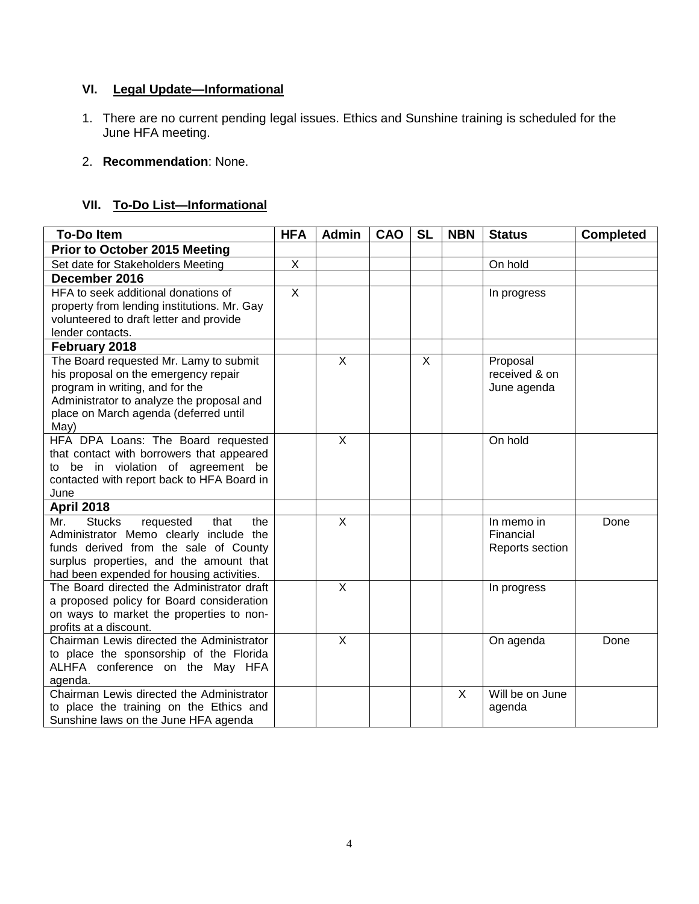## VI. Legal Update—Informational

1. There are no current pending legal issues. Ethics and Sunshine training is scheduled for the June HFA meeting.
2. **Recommendation**: None.

## VII. To-Do List—Informational

| To-Do Item | HFA | Admin | CAO | SL | NBN | Status | Completed |
|---|---|---|---|---|---|---|---|
| **Prior to October 2015 Meeting** | | | | | | | |
| Set date for Stakeholders Meeting | X | | | | | On hold | |
| **December 2016** | | | | | | | |
| HFA to seek additional donations of property from lending institutions. Mr. Gay volunteered to draft letter and provide lender contacts. | X | | | | | In progress | |
| **February 2018** | | | | | | | |
| The Board requested Mr. Lamy to submit his proposal on the emergency repair program in writing, and for the Administrator to analyze the proposal and place on March agenda (deferred until May) | | X | | X | | Proposal received & on June agenda | |
| HFA DPA Loans: The Board requested that contact with borrowers that appeared to be in violation of agreement be contacted with report back to HFA Board in June | | X | | | | On hold | |
| **April 2018** | | | | | | | |
| Mr. Stucks requested that the Administrator Memo clearly include the funds derived from the sale of County surplus properties, and the amount that had been expended for housing activities. | | X | | | | In memo in Financial Reports section | Done |
| The Board directed the Administrator draft a proposed policy for Board consideration on ways to market the properties to non-profits at a discount. | | X | | | | In progress | |
| Chairman Lewis directed the Administrator to place the sponsorship of the Florida ALHFA conference on the May HFA agenda. | | X | | | | On agenda | Done |
| Chairman Lewis directed the Administrator to place the training on the Ethics and Sunshine laws on the June HFA agenda | | | | | X | Will be on June agenda | |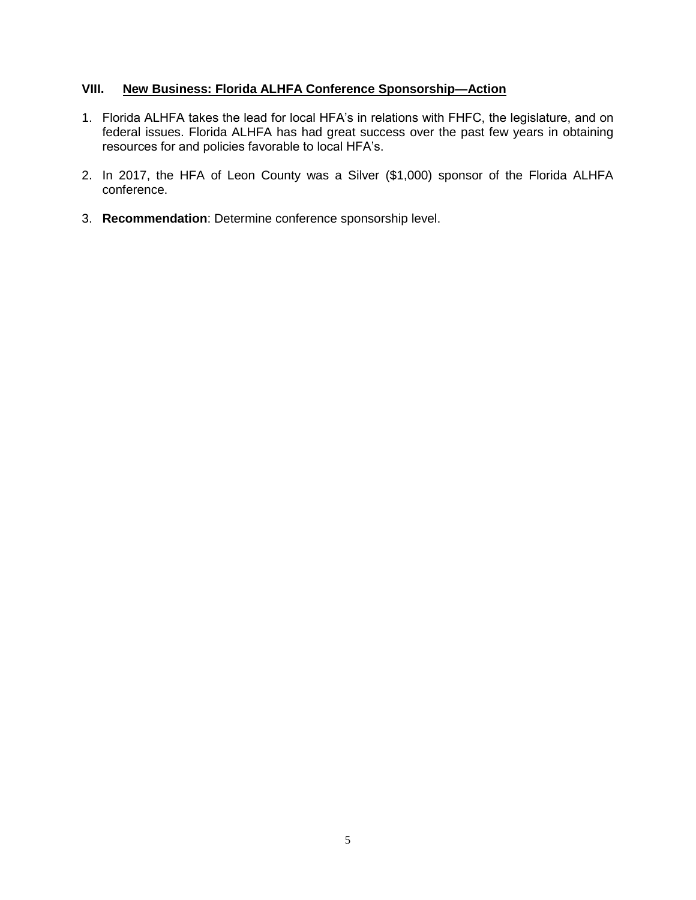## VIII. <u>New Business: Florida ALHFA Conference Sponsorship—Action</u>

1. Florida ALHFA takes the lead for local HFA's in relations with FHFC, the legislature, and on federal issues. Florida ALHFA has had great success over the past few years in obtaining resources for and policies favorable to local HFA's.

2. In 2017, the HFA of Leon County was a Silver ($1,000) sponsor of the Florida ALHFA conference.

3. **Recommendation**: Determine conference sponsorship level.